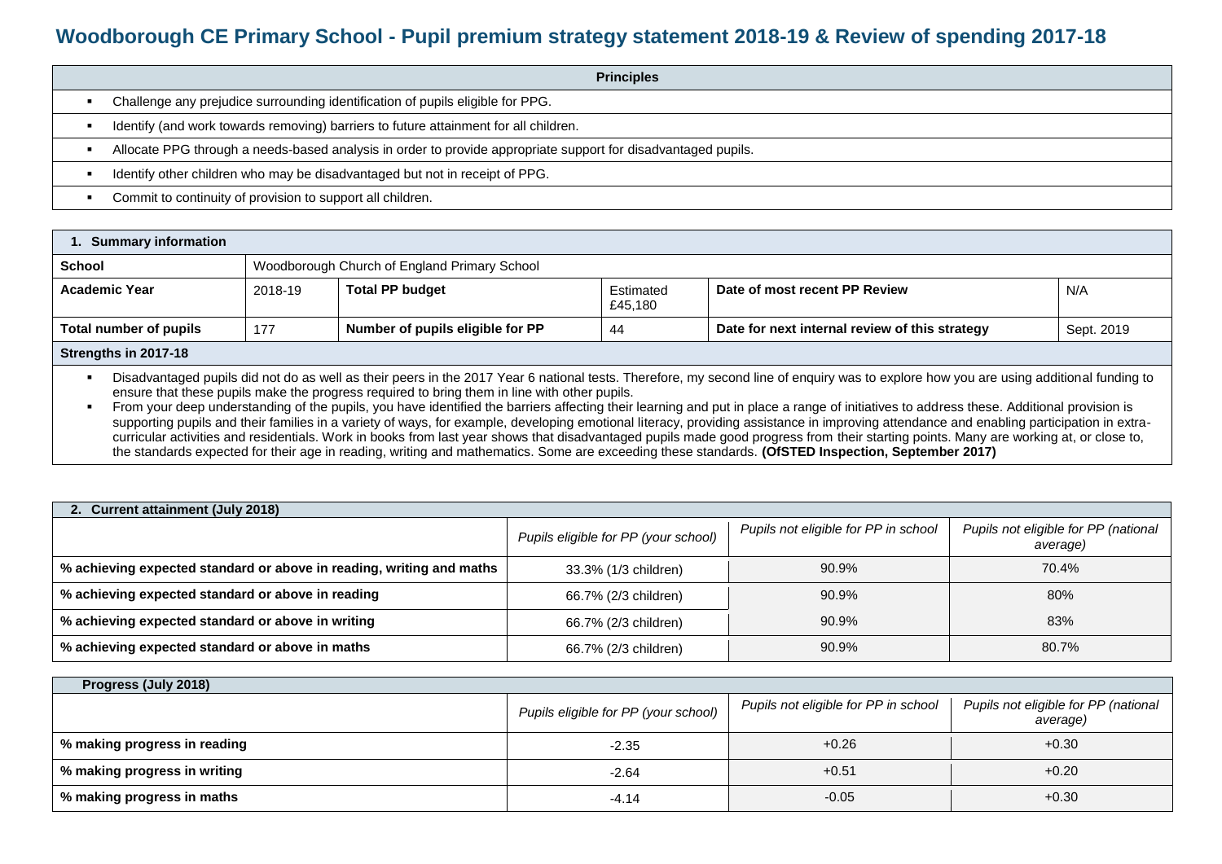# Woodborough CE Primary School - Pupil premium strategy statement 2018-19 & Review of spending 2017-18

| Principles |
|---|
| Challenge any prejudice surrounding identification of pupils eligible for PPG. |
| Identify (and work towards removing) barriers to future attainment for all children. |
| Allocate PPG through a needs-based analysis in order to provide appropriate support for disadvantaged pupils. |
| Identify other children who may be disadvantaged but not in receipt of PPG. |
| Commit to continuity of provision to support all children. |

| 1. Summary information | | | | | |
|---|---|---|---|---|---|
| **School** | Woodborough Church of England Primary School | | | | |
| **Academic Year** | 2018-19 | **Total PP budget** | Estimated £45,180 | **Date of most recent PP Review** | N/A |
| **Total number of pupils** | 177 | **Number of pupils eligible for PP** | 44 | **Date for next internal review of this strategy** | Sept. 2019 |

**Strengths in 2017-18**

- Disadvantaged pupils did not do as well as their peers in the 2017 Year 6 national tests. Therefore, my second line of enquiry was to explore how you are using additional funding to ensure that these pupils make the progress required to bring them in line with other pupils.
- From your deep understanding of the pupils, you have identified the barriers affecting their learning and put in place a range of initiatives to address these. Additional provision is supporting pupils and their families in a variety of ways, for example, developing emotional literacy, providing assistance in improving attendance and enabling participation in extra-curricular activities and residentials. Work in books from last year shows that disadvantaged pupils made good progress from their starting points. Many are working at, or close to, the standards expected for their age in reading, writing and mathematics. Some are exceeding these standards. **(OfSTED Inspection, September 2017)**

| 2. Current attainment (July 2018) | *Pupils eligible for PP (your school)* | *Pupils not eligible for PP in school* | *Pupils not eligible for PP (national average)* |
|---|---|---|---|
| **% achieving expected standard or above in reading, writing and maths** | 33.3% (1/3 children) | 90.9% | 70.4% |
| **% achieving expected standard or above in reading** | 66.7% (2/3 children) | 90.9% | 80% |
| **% achieving expected standard or above in writing** | 66.7% (2/3 children) | 90.9% | 83% |
| **% achieving expected standard or above in maths** | 66.7% (2/3 children) | 90.9% | 80.7% |

| Progress (July 2018) | *Pupils eligible for PP (your school)* | *Pupils not eligible for PP in school* | *Pupils not eligible for PP (national average)* |
|---|---|---|---|
| **% making progress in reading** | -2.35 | +0.26 | +0.30 |
| **% making progress in writing** | -2.64 | +0.51 | +0.20 |
| **% making progress in maths** | -4.14 | -0.05 | +0.30 |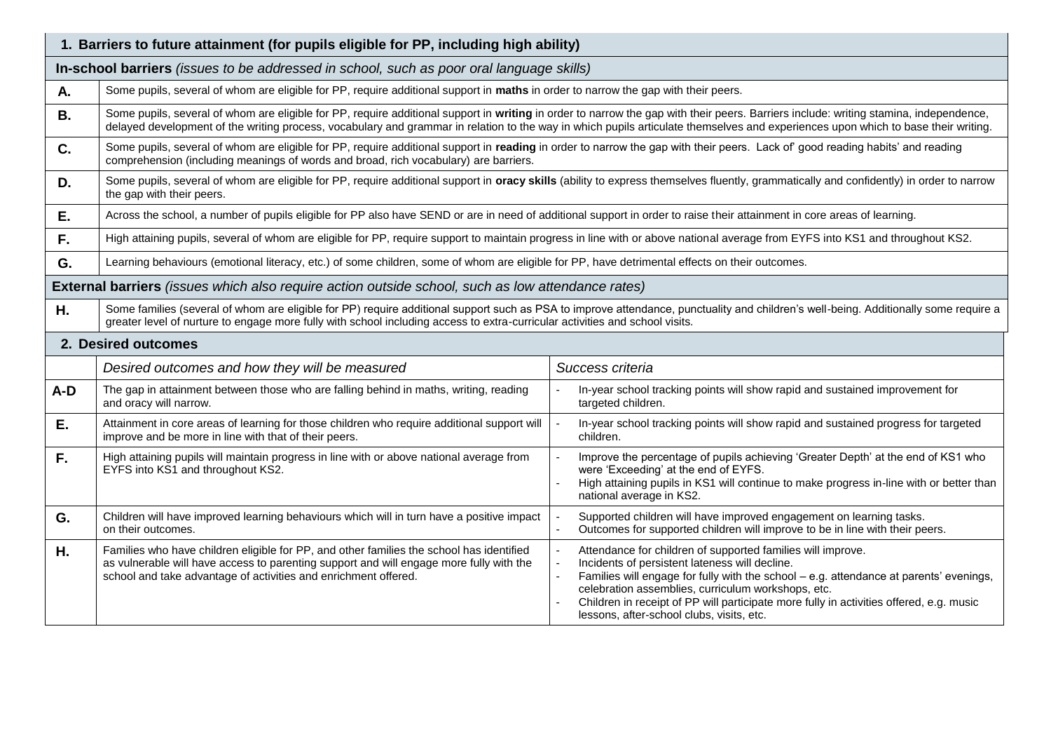## 1. Barriers to future attainment (for pupils eligible for PP, including high ability)

**In-school barriers** *(issues to be addressed in school, such as poor oral language skills)*

| | |
|---|---|
| **A.** | Some pupils, several of whom are eligible for PP, require additional support in **maths** in order to narrow the gap with their peers. |
| **B.** | Some pupils, several of whom are eligible for PP, require additional support in **writing** in order to narrow the gap with their peers. Barriers include: writing stamina, independence, delayed development of the writing process, vocabulary and grammar in relation to the way in which pupils articulate themselves and experiences upon which to base their writing. |
| **C.** | Some pupils, several of whom are eligible for PP, require additional support in **reading** in order to narrow the gap with their peers. Lack of' good reading habits' and reading comprehension (including meanings of words and broad, rich vocabulary) are barriers. |
| **D.** | Some pupils, several of whom are eligible for PP, require additional support in **oracy skills** (ability to express themselves fluently, grammatically and confidently) in order to narrow the gap with their peers. |
| **E.** | Across the school, a number of pupils eligible for PP also have SEND or are in need of additional support in order to raise their attainment in core areas of learning. |
| **F.** | High attaining pupils, several of whom are eligible for PP, require support to maintain progress in line with or above national average from EYFS into KS1 and throughout KS2. |
| **G.** | Learning behaviours (emotional literacy, etc.) of some children, some of whom are eligible for PP, have detrimental effects on their outcomes. |

**External barriers** *(issues which also require action outside school, such as low attendance rates)*

| | |
|---|---|
| **H.** | Some families (several of whom are eligible for PP) require additional support such as PSA to improve attendance, punctuality and children's well-being. Additionally some require a greater level of nurture to engage more fully with school including access to extra-curricular activities and school visits. |

## 2. Desired outcomes

| | *Desired outcomes and how they will be measured* | *Success criteria* |
|---|---|---|
| **A-D** | The gap in attainment between those who are falling behind in maths, writing, reading and oracy will narrow. | - In-year school tracking points will show rapid and sustained improvement for targeted children. |
| **E.** | Attainment in core areas of learning for those children who require additional support will improve and be more in line with that of their peers. | - In-year school tracking points will show rapid and sustained progress for targeted children. |
| **F.** | High attaining pupils will maintain progress in line with or above national average from EYFS into KS1 and throughout KS2. | - Improve the percentage of pupils achieving 'Greater Depth' at the end of KS1 who were 'Exceeding' at the end of EYFS.<br>- High attaining pupils in KS1 will continue to make progress in-line with or better than national average in KS2. |
| **G.** | Children will have improved learning behaviours which will in turn have a positive impact on their outcomes. | - Supported children will have improved engagement on learning tasks.<br>- Outcomes for supported children will improve to be in line with their peers. |
| **H.** | Families who have children eligible for PP, and other families the school has identified as vulnerable will have access to parenting support and will engage more fully with the school and take advantage of activities and enrichment offered. | - Attendance for children of supported families will improve.<br>- Incidents of persistent lateness will decline.<br>- Families will engage for fully with the school – e.g. attendance at parents' evenings, celebration assemblies, curriculum workshops, etc.<br>- Children in receipt of PP will participate more fully in activities offered, e.g. music lessons, after-school clubs, visits, etc. |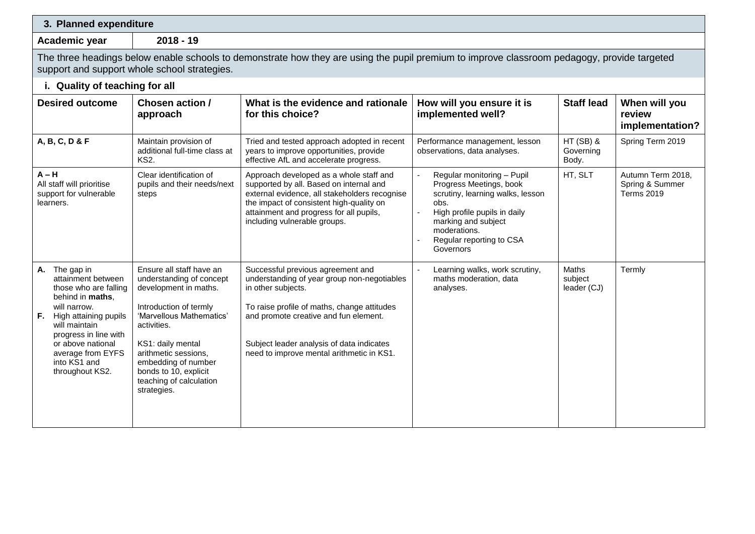## 3. Planned expenditure

**Academic year** **2018 - 19**

The three headings below enable schools to demonstrate how they are using the pupil premium to improve classroom pedagogy, provide targeted support and support whole school strategies.

### i. Quality of teaching for all

| Desired outcome | Chosen action / approach | What is the evidence and rationale for this choice? | How will you ensure it is implemented well? | Staff lead | When will you review implementation? |
|---|---|---|---|---|---|
| **A, B, C, D & F** | Maintain provision of additional full-time class at KS2. | Tried and tested approach adopted in recent years to improve opportunities, provide effective AfL and accelerate progress. | Performance management, lesson observations, data analyses. | HT (SB) & Governing Body. | Spring Term 2019 |
| **A – H**<br>All staff will prioritise support for vulnerable learners. | Clear identification of pupils and their needs/next steps | Approach developed as a whole staff and supported by all. Based on internal and external evidence, all stakeholders recognise the impact of consistent high-quality on attainment and progress for all pupils, including vulnerable groups. | - Regular monitoring – Pupil Progress Meetings, book scrutiny, learning walks, lesson obs.<br>- High profile pupils in daily marking and subject moderations.<br>- Regular reporting to CSA Governors | HT, SLT | Autumn Term 2018, Spring & Summer Terms 2019 |
| **A.** The gap in attainment between those who are falling behind in **maths**, will narrow.<br>**F.** High attaining pupils will maintain progress in line with or above national average from EYFS into KS1 and throughout KS2. | Ensure all staff have an understanding of concept development in maths.<br><br>Introduction of termly 'Marvellous Mathematics' activities.<br><br>KS1: daily mental arithmetic sessions, embedding of number bonds to 10, explicit teaching of calculation strategies. | Successful previous agreement and understanding of year group non-negotiables in other subjects.<br><br>To raise profile of maths, change attitudes and promote creative and fun element.<br><br>Subject leader analysis of data indicates need to improve mental arithmetic in KS1. | - Learning walks, work scrutiny, maths moderation, data analyses. | Maths subject leader (CJ) | Termly |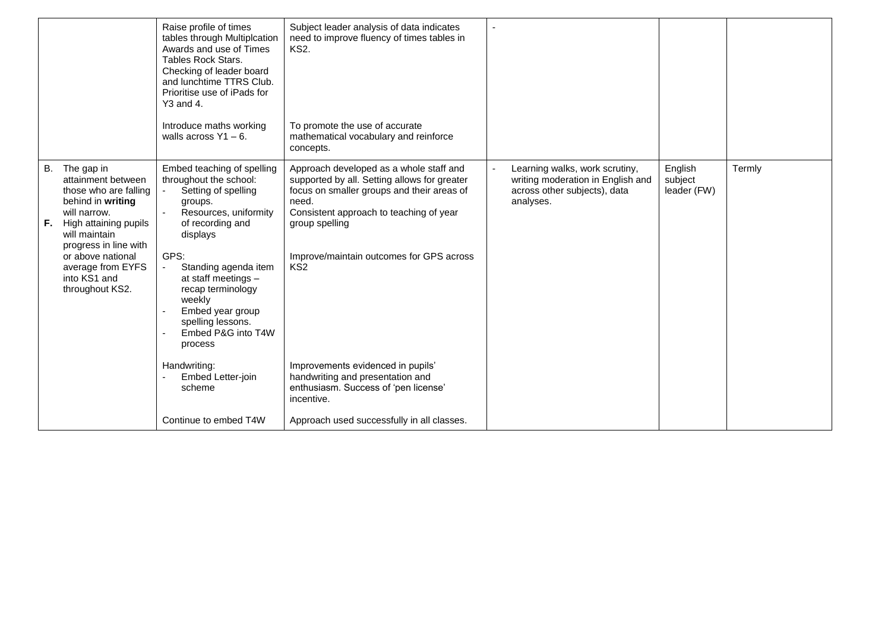| | | | | | |
|---|---|---|---|---|---|
| | Raise profile of times tables through Multiplcation Awards and use of Times Tables Rock Stars. Checking of leader board and lunchtime TTRS Club. Prioritise use of iPads for Y3 and 4.<br><br>Introduce maths working walls across Y1 – 6. | Subject leader analysis of data indicates need to improve fluency of times tables in KS2.<br><br>To promote the use of accurate mathematical vocabulary and reinforce concepts. | - | | |
| B. The gap in attainment between those who are falling behind in **writing** will narrow.<br>**F.** High attaining pupils will maintain progress in line with or above national average from EYFS into KS1 and throughout KS2. | Embed teaching of spelling throughout the school:<br>- Setting of spelling groups.<br>- Resources, uniformity of recording and displays<br><br>GPS:<br>- Standing agenda item at staff meetings – recap terminology weekly<br>- Embed year group spelling lessons.<br>- Embed P&G into T4W process<br><br>Handwriting:<br>- Embed Letter-join scheme<br><br>Continue to embed T4W | Approach developed as a whole staff and supported by all. Setting allows for greater focus on smaller groups and their areas of need.<br>Consistent approach to teaching of year group spelling<br><br>Improve/maintain outcomes for GPS across KS2<br><br>Improvements evidenced in pupils' handwriting and presentation and enthusiasm. Success of 'pen license' incentive.<br><br>Approach used successfully in all classes. | - Learning walks, work scrutiny, writing moderation in English and across other subjects), data analyses. | English subject leader (FW) | Termly |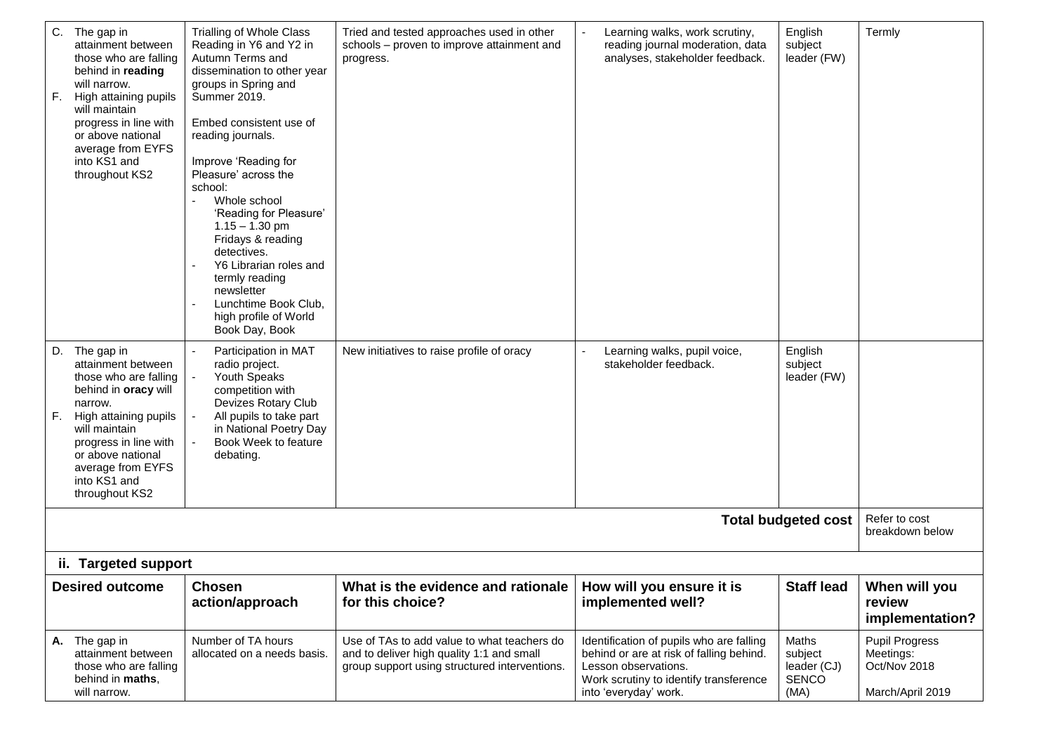| | | | | | |
|---|---|---|---|---|---|
| C. The gap in attainment between those who are falling behind in **reading** will narrow.<br>F. High attaining pupils will maintain progress in line with or above national average from EYFS into KS1 and throughout KS2 | Trialling of Whole Class Reading in Y6 and Y2 in Autumn Terms and dissemination to other year groups in Spring and Summer 2019.<br><br>Embed consistent use of reading journals.<br><br>Improve 'Reading for Pleasure' across the school:<br>- Whole school 'Reading for Pleasure' 1.15 – 1.30 pm Fridays & reading detectives.<br>- Y6 Librarian roles and termly reading newsletter<br>- Lunchtime Book Club, high profile of World Book Day, Book | Tried and tested approaches used in other schools – proven to improve attainment and progress. | - Learning walks, work scrutiny, reading journal moderation, data analyses, stakeholder feedback. | English subject leader (FW) | Termly |
| D. The gap in attainment between those who are falling behind in **oracy** will narrow.<br>F. High attaining pupils will maintain progress in line with or above national average from EYFS into KS1 and throughout KS2 | - Participation in MAT radio project.<br>- Youth Speaks competition with Devizes Rotary Club<br>- All pupils to take part in National Poetry Day<br>- Book Week to feature debating. | New initiatives to raise profile of oracy | - Learning walks, pupil voice, stakeholder feedback. | English subject leader (FW) | |
| | | | | **Total budgeted cost** | Refer to cost breakdown below |

## ii. Targeted support

| Desired outcome | Chosen action/approach | What is the evidence and rationale for this choice? | How will you ensure it is implemented well? | Staff lead | When will you review implementation? |
|---|---|---|---|---|---|
| **A.** The gap in attainment between those who are falling behind in **maths**, will narrow. | Number of TA hours allocated on a needs basis. | Use of TAs to add value to what teachers do and to deliver high quality 1:1 and small group support using structured interventions. | Identification of pupils who are falling behind or are at risk of falling behind.<br>Lesson observations.<br>Work scrutiny to identify transference into 'everyday' work. | Maths subject leader (CJ)<br>SENCO (MA) | Pupil Progress Meetings:<br>Oct/Nov 2018<br><br>March/April 2019 |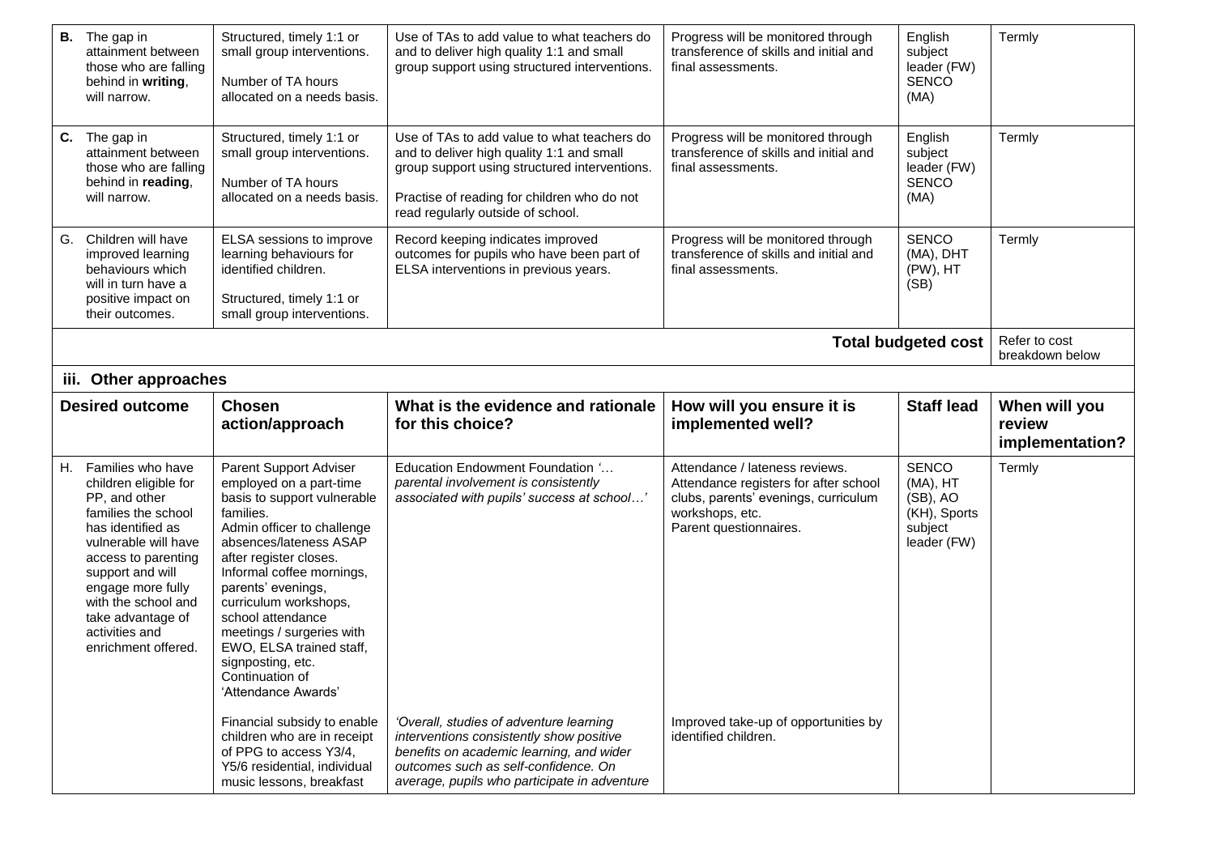| | | | | | |
|---|---|---|---|---|---|
| **B.** The gap in attainment between those who are falling behind in **writing**, will narrow. | Structured, timely 1:1 or small group interventions.<br><br>Number of TA hours allocated on a needs basis. | Use of TAs to add value to what teachers do and to deliver high quality 1:1 and small group support using structured interventions. | Progress will be monitored through transference of skills and initial and final assessments. | English subject leader (FW) SENCO (MA) | Termly |
| **C.** The gap in attainment between those who are falling behind in **reading**, will narrow. | Structured, timely 1:1 or small group interventions.<br><br>Number of TA hours allocated on a needs basis. | Use of TAs to add value to what teachers do and to deliver high quality 1:1 and small group support using structured interventions.<br><br>Practise of reading for children who do not read regularly outside of school. | Progress will be monitored through transference of skills and initial and final assessments. | English subject leader (FW) SENCO (MA) | Termly |
| G. Children will have improved learning behaviours which will in turn have a positive impact on their outcomes. | ELSA sessions to improve learning behaviours for identified children.<br><br>Structured, timely 1:1 or small group interventions. | Record keeping indicates improved outcomes for pupils who have been part of ELSA interventions in previous years. | Progress will be monitored through transference of skills and initial and final assessments. | SENCO (MA), DHT (PW), HT (SB) | Termly |
| | | | | **Total budgeted cost** | Refer to cost breakdown below |

### iii. Other approaches

| Desired outcome | Chosen action/approach | What is the evidence and rationale for this choice? | How will you ensure it is implemented well? | Staff lead | When will you review implementation? |
|---|---|---|---|---|---|
| H. Families who have children eligible for PP, and other families the school has identified as vulnerable will have access to parenting support and will engage more fully with the school and take advantage of activities and enrichment offered. | Parent Support Adviser employed on a part-time basis to support vulnerable families.<br>Admin officer to challenge absences/lateness ASAP after register closes.<br>Informal coffee mornings, parents' evenings, curriculum workshops, school attendance meetings / surgeries with EWO, ELSA trained staff, signposting, etc.<br>Continuation of 'Attendance Awards' | Education Endowment Foundation *'… parental involvement is consistently associated with pupils' success at school…'* | Attendance / lateness reviews.<br>Attendance registers for after school clubs, parents' evenings, curriculum workshops, etc.<br>Parent questionnaires. | SENCO (MA), HT (SB), AO (KH), Sports subject leader (FW) | Termly |
| | Financial subsidy to enable children who are in receipt of PPG to access Y3/4, Y5/6 residential, individual music lessons, breakfast | *'Overall, studies of adventure learning interventions consistently show positive benefits on academic learning, and wider outcomes such as self-confidence. On average, pupils who participate in adventure* | Improved take-up of opportunities by identified children. | | |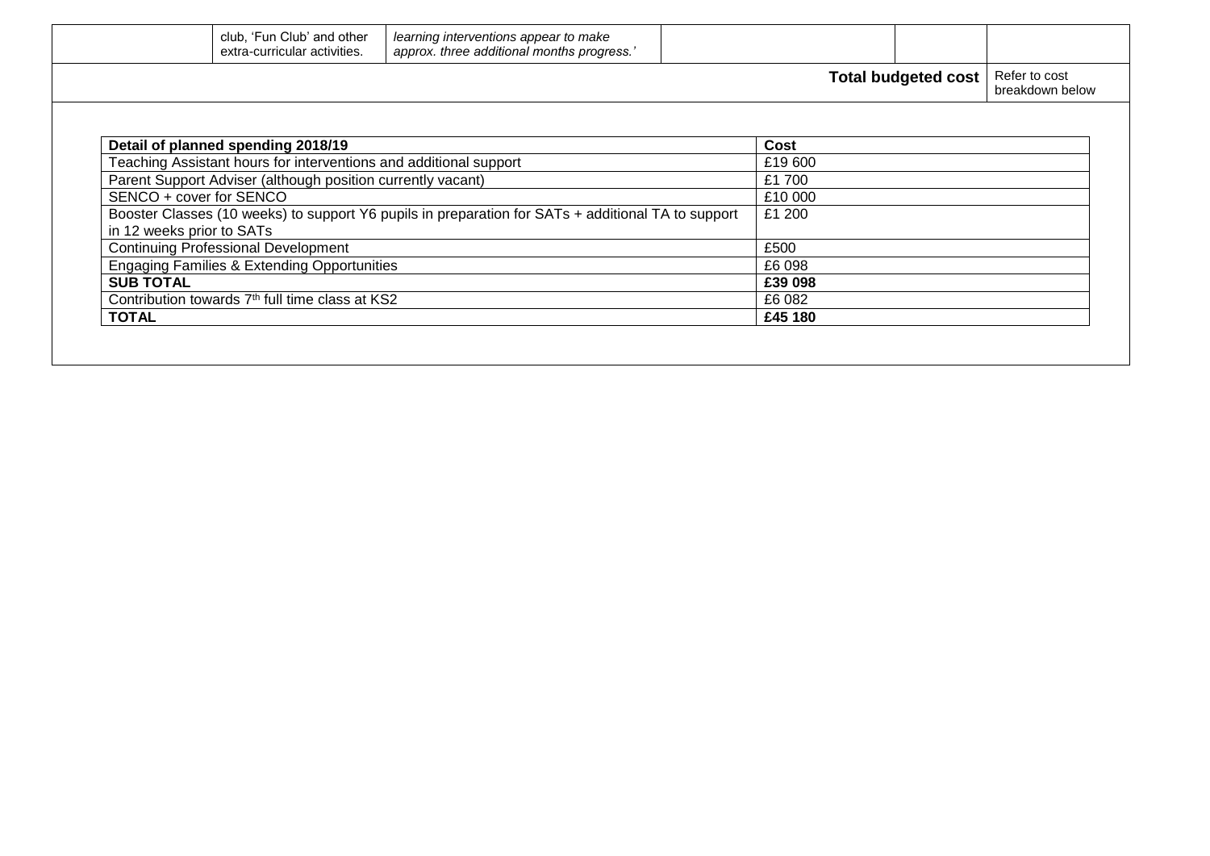| | club, 'Fun Club' and other extra-curricular activities. | *learning interventions appear to make approx. three additional months progress.'* | | | |
|---|---|---|---|---|---|
| | | | | **Total budgeted cost** | Refer to cost breakdown below |

| Detail of planned spending 2018/19 | Cost |
|---|---|
| Teaching Assistant hours for interventions and additional support | £19 600 |
| Parent Support Adviser (although position currently vacant) | £1 700 |
| SENCO + cover for SENCO | £10 000 |
| Booster Classes (10 weeks) to support Y6 pupils in preparation for SATs + additional TA to support in 12 weeks prior to SATs | £1 200 |
| Continuing Professional Development | £500 |
| Engaging Families & Extending Opportunities | £6 098 |
| **SUB TOTAL** | **£39 098** |
| Contribution towards 7th full time class at KS2 | £6 082 |
| **TOTAL** | **£45 180** |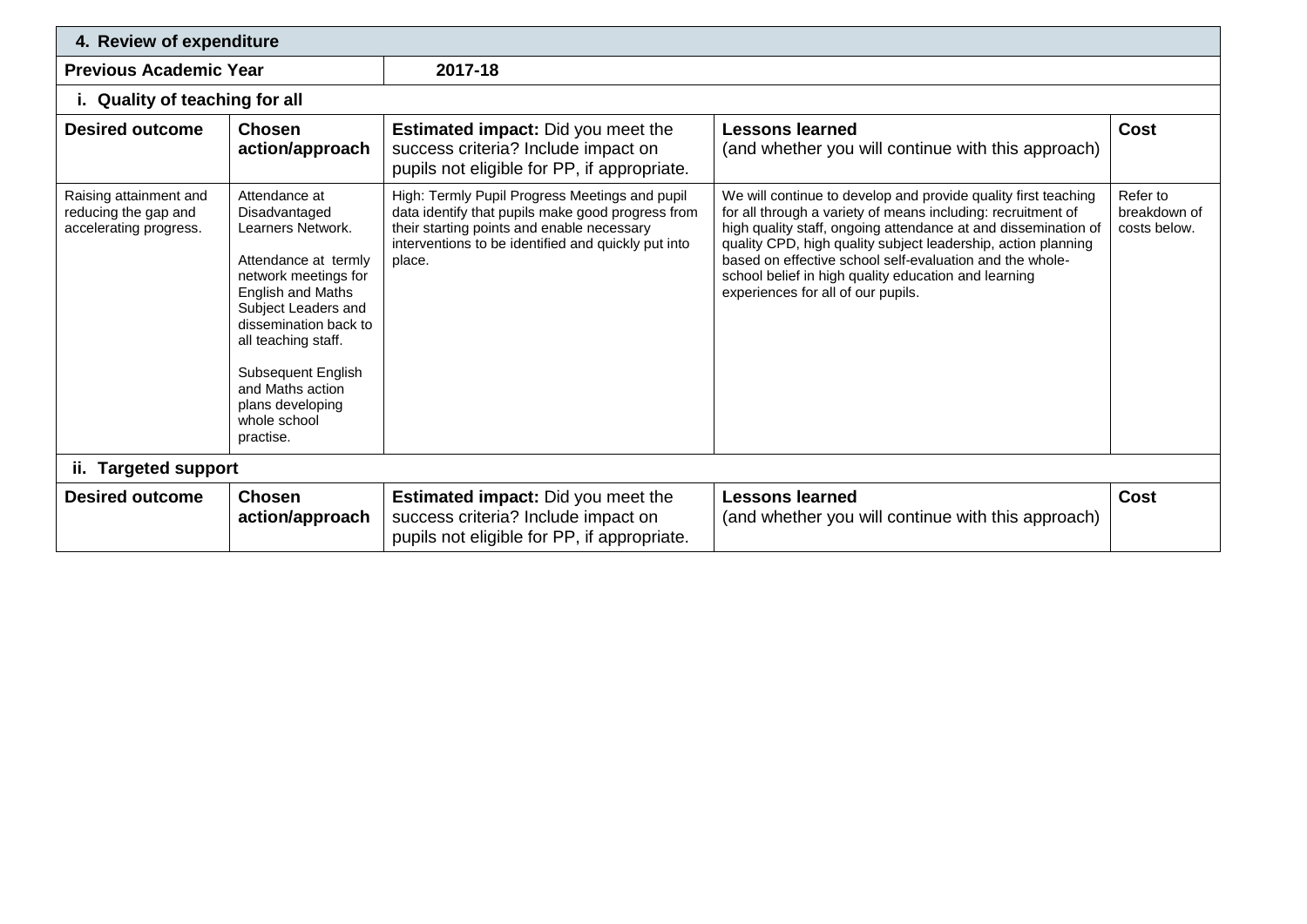| 4. Review of expenditure | | | | |
|---|---|---|---|---|
| **Previous Academic Year** | **2017-18** | | | |
| **i. Quality of teaching for all** | | | | |
| **Desired outcome** | **Chosen action/approach** | **Estimated impact:** Did you meet the success criteria? Include impact on pupils not eligible for PP, if appropriate. | **Lessons learned** (and whether you will continue with this approach) | **Cost** |
| Raising attainment and reducing the gap and accelerating progress. | Attendance at Disadvantaged Learners Network.<br><br>Attendance at termly network meetings for English and Maths Subject Leaders and dissemination back to all teaching staff.<br><br>Subsequent English and Maths action plans developing whole school practise. | High: Termly Pupil Progress Meetings and pupil data identify that pupils make good progress from their starting points and enable necessary interventions to be identified and quickly put into place. | We will continue to develop and provide quality first teaching for all through a variety of means including: recruitment of high quality staff, ongoing attendance at and dissemination of quality CPD, high quality subject leadership, action planning based on effective school self-evaluation and the whole-school belief in high quality education and learning experiences for all of our pupils. | Refer to breakdown of costs below. |
| **ii. Targeted support** | | | | |
| **Desired outcome** | **Chosen action/approach** | **Estimated impact:** Did you meet the success criteria? Include impact on pupils not eligible for PP, if appropriate. | **Lessons learned** (and whether you will continue with this approach) | **Cost** |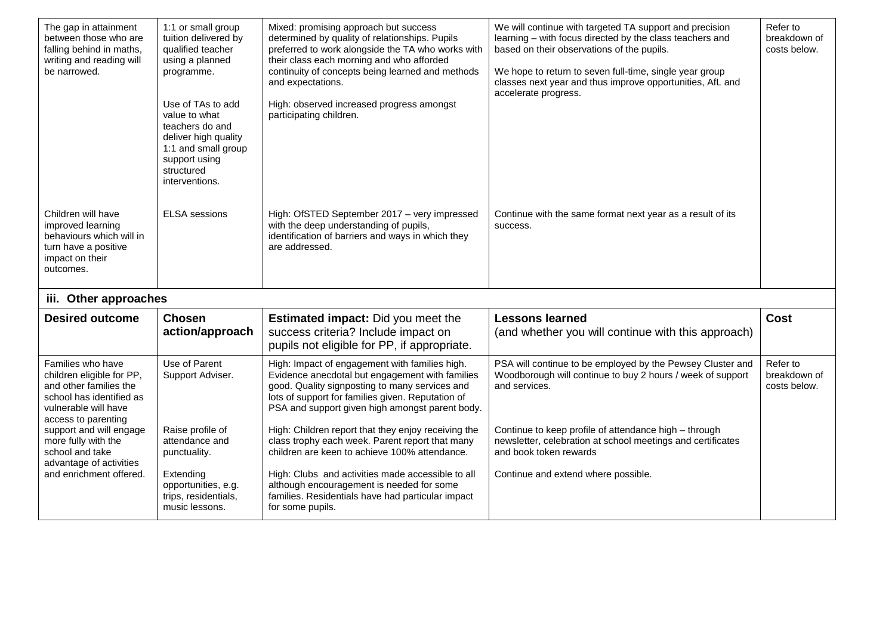| | | | | |
|---|---|---|---|---|
| The gap in attainment between those who are falling behind in maths, writing and reading will be narrowed. | 1:1 or small group tuition delivered by qualified teacher using a planned programme.<br><br>Use of TAs to add value to what teachers do and deliver high quality 1:1 and small group support using structured interventions. | Mixed: promising approach but success determined by quality of relationships. Pupils preferred to work alongside the TA who works with their class each morning and who afforded continuity of concepts being learned and methods and expectations.<br><br>High: observed increased progress amongst participating children. | We will continue with targeted TA support and precision learning – with focus directed by the class teachers and based on their observations of the pupils.<br><br>We hope to return to seven full-time, single year group classes next year and thus improve opportunities, AfL and accelerate progress. | Refer to breakdown of costs below. |
| Children will have improved learning behaviours which will in turn have a positive impact on their outcomes. | ELSA sessions | High: OfSTED September 2017 – very impressed with the deep understanding of pupils, identification of barriers and ways in which they are addressed. | Continue with the same format next year as a result of its success. | |

### iii. Other approaches

| **Desired outcome** | **Chosen action/approach** | **Estimated impact:** Did you meet the success criteria? Include impact on pupils not eligible for PP, if appropriate. | **Lessons learned** (and whether you will continue with this approach) | **Cost** |
|---|---|---|---|---|
| Families who have children eligible for PP, and other families the school has identified as vulnerable will have access to parenting support and will engage more fully with the school and take advantage of activities and enrichment offered. | Use of Parent Support Adviser.<br><br>Raise profile of attendance and punctuality.<br><br>Extending opportunities, e.g. trips, residentials, music lessons. | High: Impact of engagement with families high. Evidence anecdotal but engagement with families good. Quality signposting to many services and lots of support for families given. Reputation of PSA and support given high amongst parent body.<br><br>High: Children report that they enjoy receiving the class trophy each week. Parent report that many children are keen to achieve 100% attendance.<br><br>High: Clubs and activities made accessible to all although encouragement is needed for some families. Residentials have had particular impact for some pupils. | PSA will continue to be employed by the Pewsey Cluster and Woodborough will continue to buy 2 hours / week of support and services.<br><br>Continue to keep profile of attendance high – through newsletter, celebration at school meetings and certificates and book token rewards<br><br>Continue and extend where possible. | Refer to breakdown of costs below. |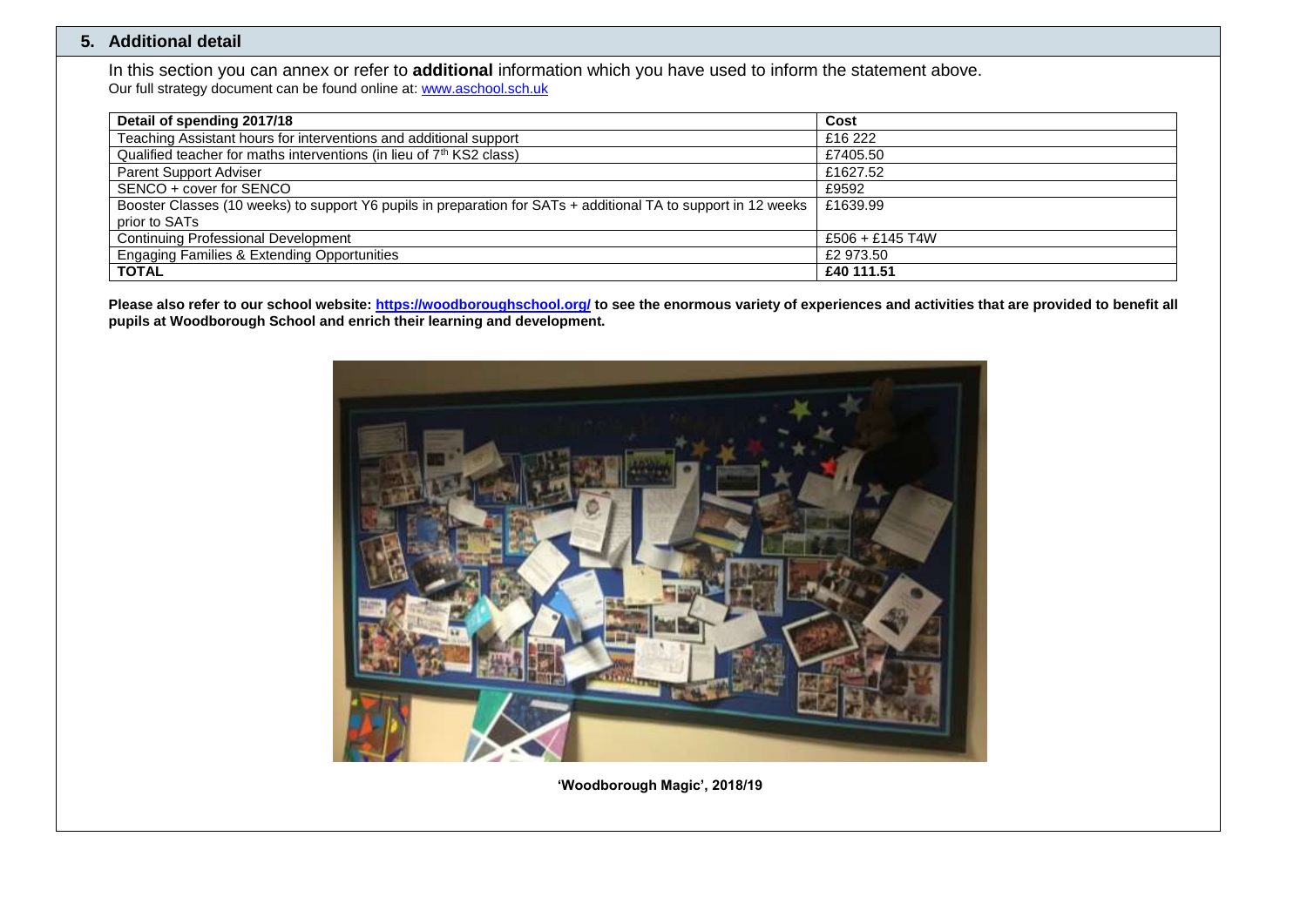## 5. Additional detail

In this section you can annex or refer to **additional** information which you have used to inform the statement above.
Our full strategy document can be found online at: www.aschool.sch.uk

| Detail of spending 2017/18 | Cost |
| --- | --- |
| Teaching Assistant hours for interventions and additional support | £16 222 |
| Qualified teacher for maths interventions (in lieu of 7th KS2 class) | £7405.50 |
| Parent Support Adviser | £1627.52 |
| SENCO + cover for SENCO | £9592 |
| Booster Classes (10 weeks) to support Y6 pupils in preparation for SATs + additional TA to support in 12 weeks prior to SATs | £1639.99 |
| Continuing Professional Development | £506 + £145 T4W |
| Engaging Families & Extending Opportunities | £2 973.50 |
| **TOTAL** | **£40 111.51** |

**Please also refer to our school website: https://woodboroughschool.org/ to see the enormous variety of experiences and activities that are provided to benefit all pupils at Woodborough School and enrich their learning and development.**

**'Woodborough Magic', 2018/19**